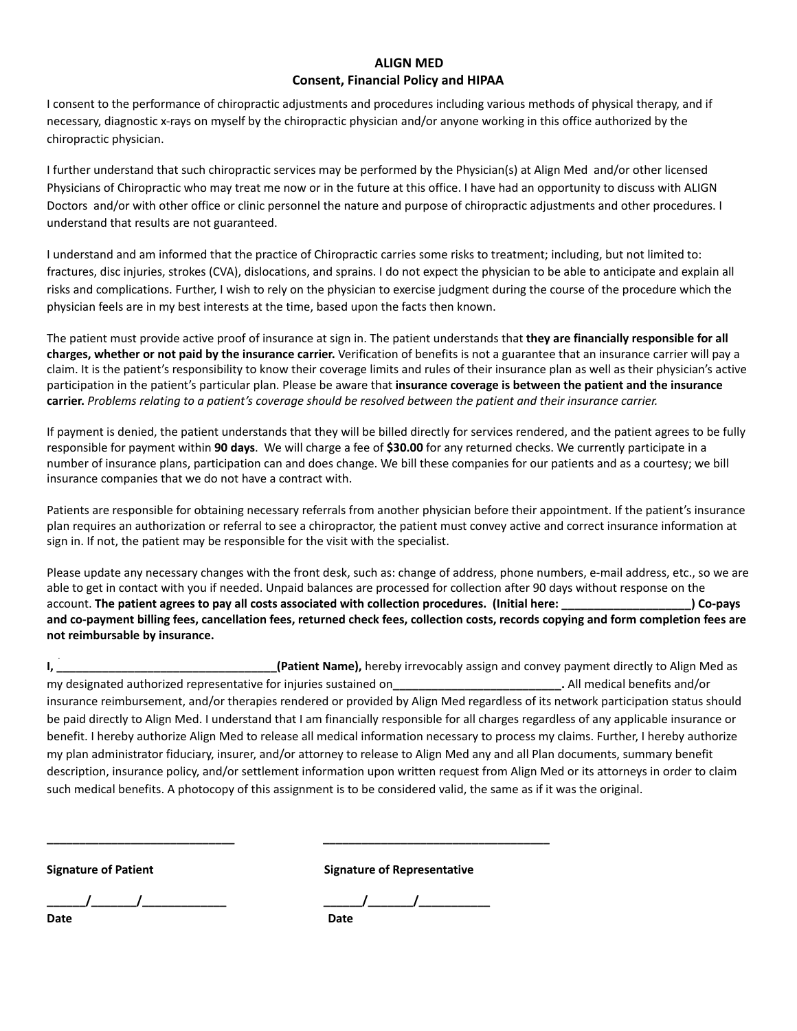**ALIGN MED**
**Consent, Financial Policy and HIPAA**

I consent to the performance of chiropractic adjustments and procedures including various methods of physical therapy, and if necessary, diagnostic x-rays on myself by the chiropractic physician and/or anyone working in this office authorized by the chiropractic physician.

I further understand that such chiropractic services may be performed by the Physician(s) at Align Med and/or other licensed Physicians of Chiropractic who may treat me now or in the future at this office. I have had an opportunity to discuss with ALIGN Doctors and/or with other office or clinic personnel the nature and purpose of chiropractic adjustments and other procedures. I understand that results are not guaranteed.

I understand and am informed that the practice of Chiropractic carries some risks to treatment; including, but not limited to: fractures, disc injuries, strokes (CVA), dislocations, and sprains. I do not expect the physician to be able to anticipate and explain all risks and complications. Further, I wish to rely on the physician to exercise judgment during the course of the procedure which the physician feels are in my best interests at the time, based upon the facts then known.

The patient must provide active proof of insurance at sign in. The patient understands that **they are financially responsible for all charges, whether or not paid by the insurance carrier.** Verification of benefits is not a guarantee that an insurance carrier will pay a claim. It is the patient's responsibility to know their coverage limits and rules of their insurance plan as well as their physician's active participation in the patient's particular plan. Please be aware that **insurance coverage is between the patient and the insurance carrier.** *Problems relating to a patient's coverage should be resolved between the patient and their insurance carrier.*

If payment is denied, the patient understands that they will be billed directly for services rendered, and the patient agrees to be fully responsible for payment within **90 days**. We will charge a fee of **$30.00** for any returned checks. We currently participate in a number of insurance plans, participation can and does change. We bill these companies for our patients and as a courtesy; we bill insurance companies that we do not have a contract with.

Patients are responsible for obtaining necessary referrals from another physician before their appointment. If the patient's insurance plan requires an authorization or referral to see a chiropractor, the patient must convey active and correct insurance information at sign in. If not, the patient may be responsible for the visit with the specialist.

Please update any necessary changes with the front desk, such as: change of address, phone numbers, e-mail address, etc., so we are able to get in contact with you if needed. Unpaid balances are processed for collection after 90 days without response on the account. **The patient agrees to pay all costs associated with collection procedures. (Initial here: ___________________) Co-pays and co-payment billing fees, cancellation fees, returned check fees, collection costs, records copying and form completion fees are not reimbursable by insurance.**

**I, _________________________________(Patient Name),** hereby irrevocably assign and convey payment directly to Align Med as my designated authorized representative for injuries sustained on**_________________________.** All medical benefits and/or insurance reimbursement, and/or therapies rendered or provided by Align Med regardless of its network participation status should be paid directly to Align Med. I understand that I am financially responsible for all charges regardless of any applicable insurance or benefit. I hereby authorize Align Med to release all medical information necessary to process my claims. Further, I hereby authorize my plan administrator fiduciary, insurer, and/or attorney to release to Align Med any and all Plan documents, summary benefit description, insurance policy, and/or settlement information upon written request from Align Med or its attorneys in order to claim such medical benefits. A photocopy of this assignment is to be considered valid, the same as if it was the original.

____________________________ ____________________________________

**Signature of Patient** **Signature of Representative**

______/_______/_____________ ______/_______/___________

**Date** **Date**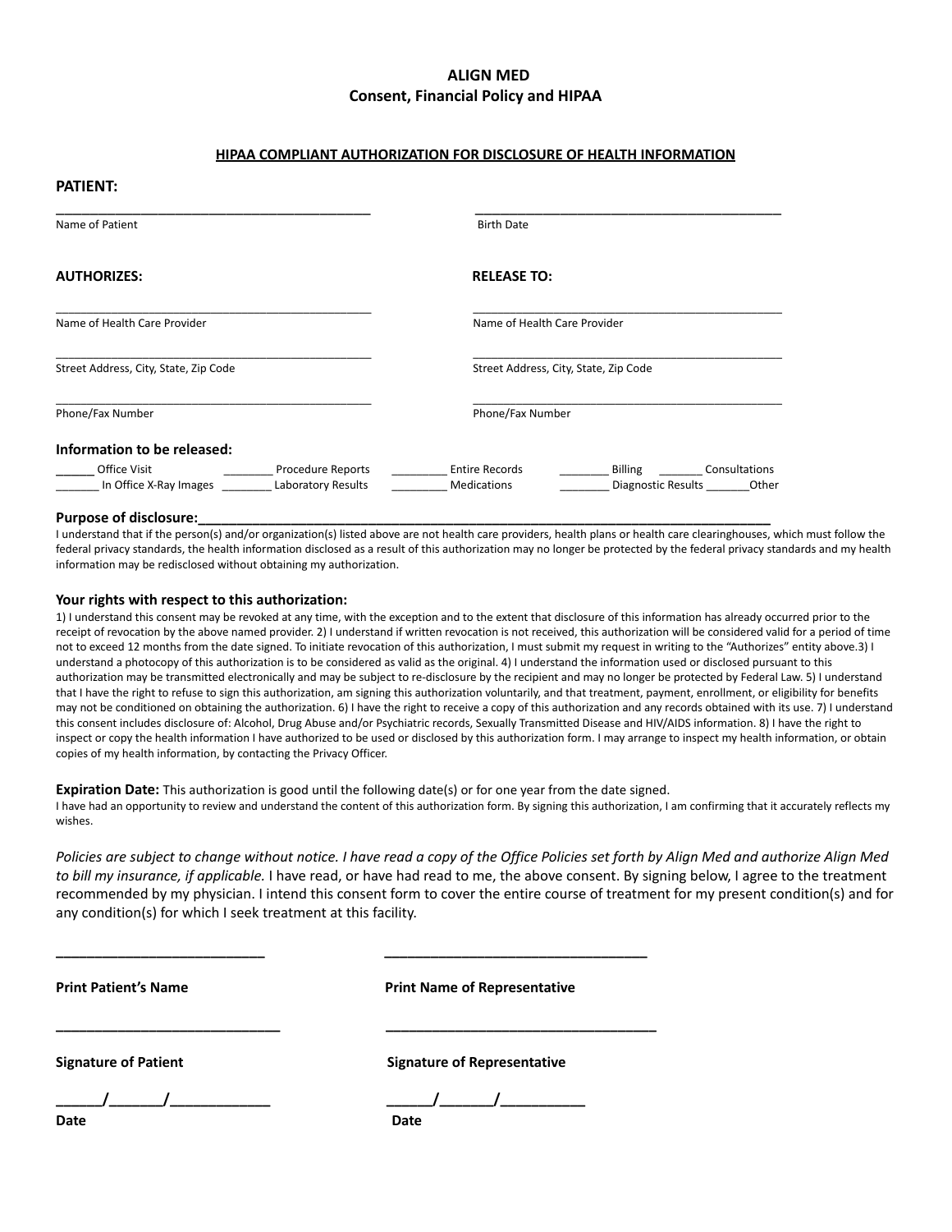# ALIGN MED
## Consent, Financial Policy and HIPAA

### HIPAA COMPLIANT AUTHORIZATION FOR DISCLOSURE OF HEALTH INFORMATION

**PATIENT:**

___________________________________________ ___________________________________________

Name of Patient Birth Date

**AUTHORIZES:**

_______________________________________________

Name of Health Care Provider

_______________________________________________

Street Address, City, State, Zip Code

_______________________________________________

Phone/Fax Number

**RELEASE TO:**

_______________________________________________

Name of Health Care Provider

_______________________________________________

Street Address, City, State, Zip Code

_______________________________________________

Phone/Fax Number

**Information to be released:**

______ Office Visit ________ Procedure Reports _________ Entire Records ________ Billing _______ Consultations
_______ In Office X-Ray Images ________ Laboratory Results _________ Medications ________ Diagnostic Results _______Other

**Purpose of disclosure:**_______________________________________________________________________________

I understand that if the person(s) and/or organization(s) listed above are not health care providers, health plans or health care clearinghouses, which must follow the federal privacy standards, the health information disclosed as a result of this authorization may no longer be protected by the federal privacy standards and my health information may be redisclosed without obtaining my authorization.

**Your rights with respect to this authorization:**

1) I understand this consent may be revoked at any time, with the exception and to the extent that disclosure of this information has already occurred prior to the receipt of revocation by the above named provider. 2) I understand if written revocation is not received, this authorization will be considered valid for a period of time not to exceed 12 months from the date signed. To initiate revocation of this authorization, I must submit my request in writing to the "Authorizes" entity above.3) I understand a photocopy of this authorization is to be considered as valid as the original. 4) I understand the information used or disclosed pursuant to this authorization may be transmitted electronically and may be subject to re-disclosure by the recipient and may no longer be protected by Federal Law. 5) I understand that I have the right to refuse to sign this authorization, am signing this authorization voluntarily, and that treatment, payment, enrollment, or eligibility for benefits may not be conditioned on obtaining the authorization. 6) I have the right to receive a copy of this authorization and any records obtained with its use. 7) I understand this consent includes disclosure of: Alcohol, Drug Abuse and/or Psychiatric records, Sexually Transmitted Disease and HIV/AIDS information. 8) I have the right to inspect or copy the health information I have authorized to be used or disclosed by this authorization form. I may arrange to inspect my health information, or obtain copies of my health information, by contacting the Privacy Officer.

**Expiration Date:** This authorization is good until the following date(s) or for one year from the date signed.
I have had an opportunity to review and understand the content of this authorization form. By signing this authorization, I am confirming that it accurately reflects my wishes.

*Policies are subject to change without notice. I have read a copy of the Office Policies set forth by Align Med and authorize Align Med to bill my insurance, if applicable.* I have read, or have had read to me, the above consent. By signing below, I agree to the treatment recommended by my physician. I intend this consent form to cover the entire course of treatment for my present condition(s) and for any condition(s) for which I seek treatment at this facility.

__________________________ ________________________________

**Print Patient's Name** **Print Name of Representative**

____________________________ _________________________________

**Signature of Patient** **Signature of Representative**

______/_______/____________ ______/_______/__________

**Date** **Date**